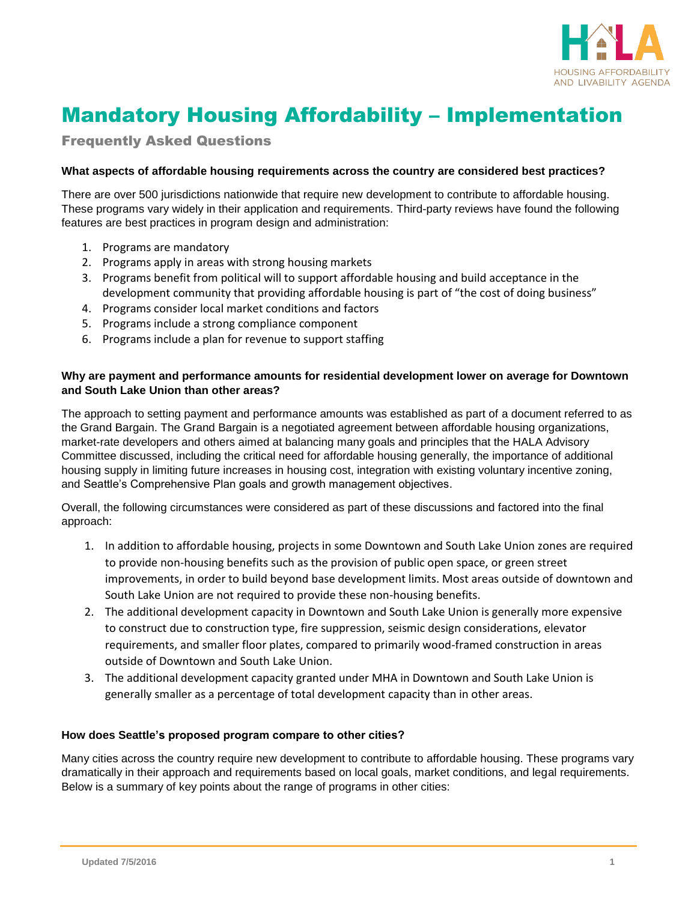# Mandatory Housing Affordability – Implementation

## Frequently Asked Questions

**What aspects of affordable housing requirements across the country are considered best practices?**

There are over 500 jurisdictions nationwide that require new development to contribute to affordable housing. These programs vary widely in their application and requirements. Third-party reviews have found the following features are best practices in program design and administration:

1. Programs are mandatory
2. Programs apply in areas with strong housing markets
3. Programs benefit from political will to support affordable housing and build acceptance in the development community that providing affordable housing is part of "the cost of doing business"
4. Programs consider local market conditions and factors
5. Programs include a strong compliance component
6. Programs include a plan for revenue to support staffing

**Why are payment and performance amounts for residential development lower on average for Downtown and South Lake Union than other areas?**

The approach to setting payment and performance amounts was established as part of a document referred to as the Grand Bargain. The Grand Bargain is a negotiated agreement between affordable housing organizations, market-rate developers and others aimed at balancing many goals and principles that the HALA Advisory Committee discussed, including the critical need for affordable housing generally, the importance of additional housing supply in limiting future increases in housing cost, integration with existing voluntary incentive zoning, and Seattle's Comprehensive Plan goals and growth management objectives.

Overall, the following circumstances were considered as part of these discussions and factored into the final approach:

1. In addition to affordable housing, projects in some Downtown and South Lake Union zones are required to provide non-housing benefits such as the provision of public open space, or green street improvements, in order to build beyond base development limits. Most areas outside of downtown and South Lake Union are not required to provide these non-housing benefits.
2. The additional development capacity in Downtown and South Lake Union is generally more expensive to construct due to construction type, fire suppression, seismic design considerations, elevator requirements, and smaller floor plates, compared to primarily wood-framed construction in areas outside of Downtown and South Lake Union.
3. The additional development capacity granted under MHA in Downtown and South Lake Union is generally smaller as a percentage of total development capacity than in other areas.

**How does Seattle's proposed program compare to other cities?**

Many cities across the country require new development to contribute to affordable housing. These programs vary dramatically in their approach and requirements based on local goals, market conditions, and legal requirements. Below is a summary of key points about the range of programs in other cities: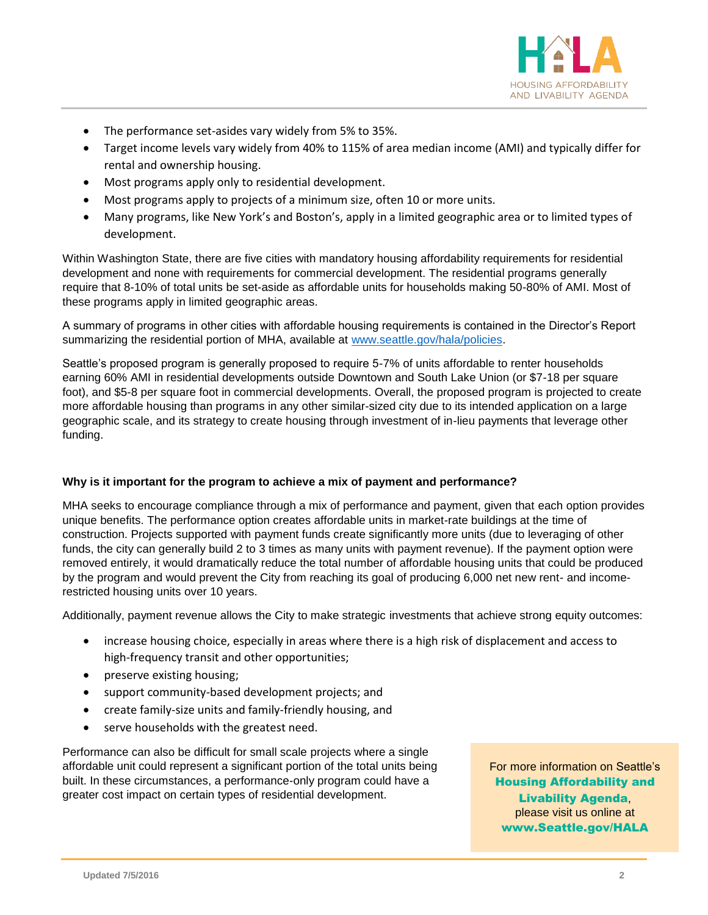- The performance set-asides vary widely from 5% to 35%.
- Target income levels vary widely from 40% to 115% of area median income (AMI) and typically differ for rental and ownership housing.
- Most programs apply only to residential development.
- Most programs apply to projects of a minimum size, often 10 or more units.
- Many programs, like New York's and Boston's, apply in a limited geographic area or to limited types of development.

Within Washington State, there are five cities with mandatory housing affordability requirements for residential development and none with requirements for commercial development. The residential programs generally require that 8-10% of total units be set-aside as affordable units for households making 50-80% of AMI. Most of these programs apply in limited geographic areas.

A summary of programs in other cities with affordable housing requirements is contained in the Director's Report summarizing the residential portion of MHA, available at [www.seattle.gov/hala/policies](www.seattle.gov/hala/policies).

Seattle's proposed program is generally proposed to require 5-7% of units affordable to renter households earning 60% AMI in residential developments outside Downtown and South Lake Union (or $7-18 per square foot), and $5-8 per square foot in commercial developments. Overall, the proposed program is projected to create more affordable housing than programs in any other similar-sized city due to its intended application on a large geographic scale, and its strategy to create housing through investment of in-lieu payments that leverage other funding.

### Why is it important for the program to achieve a mix of payment and performance?

MHA seeks to encourage compliance through a mix of performance and payment, given that each option provides unique benefits. The performance option creates affordable units in market-rate buildings at the time of construction. Projects supported with payment funds create significantly more units (due to leveraging of other funds, the city can generally build 2 to 3 times as many units with payment revenue). If the payment option were removed entirely, it would dramatically reduce the total number of affordable housing units that could be produced by the program and would prevent the City from reaching its goal of producing 6,000 net new rent- and income-restricted housing units over 10 years.

Additionally, payment revenue allows the City to make strategic investments that achieve strong equity outcomes:

- increase housing choice, especially in areas where there is a high risk of displacement and access to high-frequency transit and other opportunities;
- preserve existing housing;
- support community-based development projects; and
- create family-size units and family-friendly housing, and
- serve households with the greatest need.

Performance can also be difficult for small scale projects where a single affordable unit could represent a significant portion of the total units being built. In these circumstances, a performance-only program could have a greater cost impact on certain types of residential development.

For more information on Seattle's **Housing Affordability and Livability Agenda**, please visit us online at **www.Seattle.gov/HALA**

Updated 7/5/2016